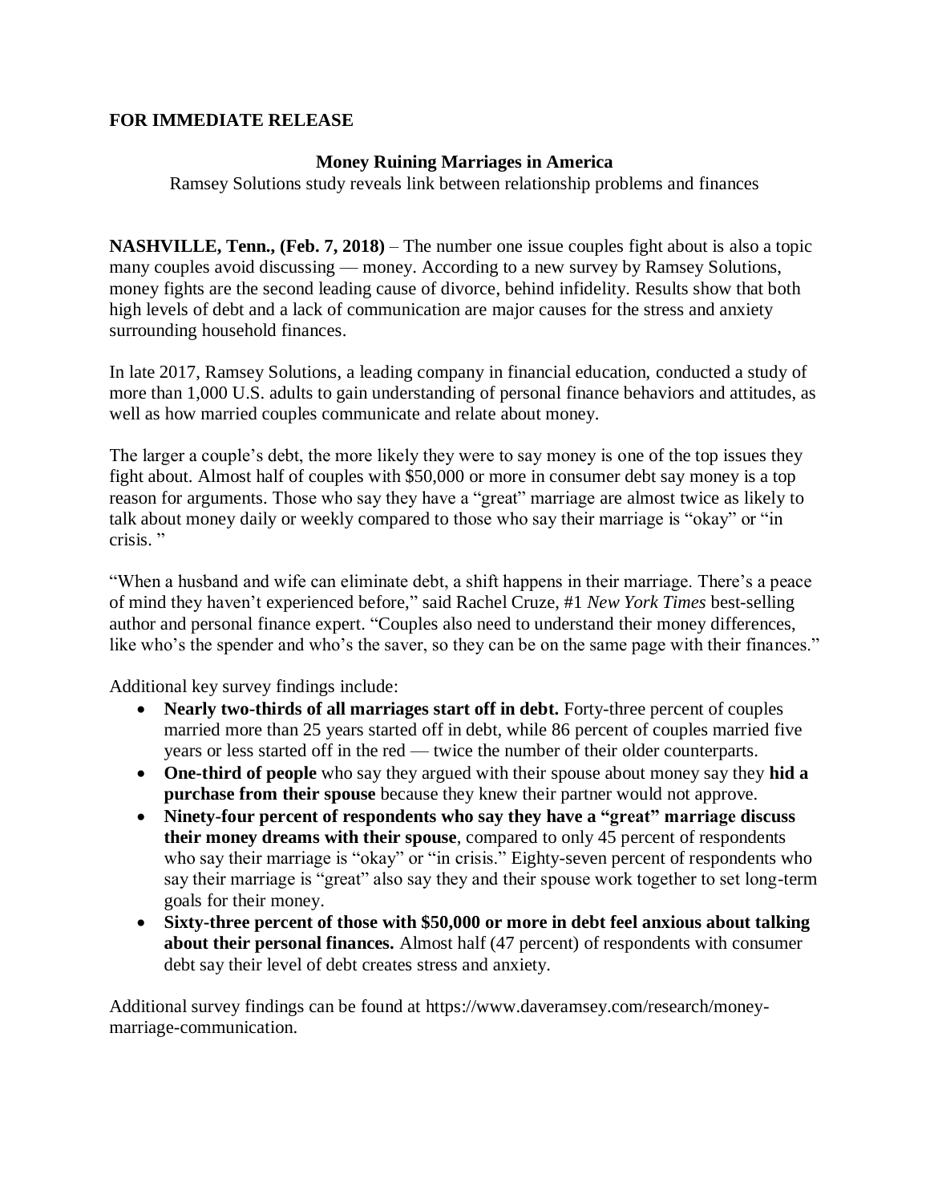**FOR IMMEDIATE RELEASE**

**Money Ruining Marriages in America**

Ramsey Solutions study reveals link between relationship problems and finances

**NASHVILLE, Tenn., (Feb. 7, 2018)** – The number one issue couples fight about is also a topic many couples avoid discussing — money. According to a new survey by Ramsey Solutions, money fights are the second leading cause of divorce, behind infidelity. Results show that both high levels of debt and a lack of communication are major causes for the stress and anxiety surrounding household finances.

In late 2017, Ramsey Solutions, a leading company in financial education, conducted a study of more than 1,000 U.S. adults to gain understanding of personal finance behaviors and attitudes, as well as how married couples communicate and relate about money.

The larger a couple's debt, the more likely they were to say money is one of the top issues they fight about. Almost half of couples with $50,000 or more in consumer debt say money is a top reason for arguments. Those who say they have a "great" marriage are almost twice as likely to talk about money daily or weekly compared to those who say their marriage is "okay" or "in crisis. "

"When a husband and wife can eliminate debt, a shift happens in their marriage. There's a peace of mind they haven't experienced before," said Rachel Cruze, #1 *New York Times* best-selling author and personal finance expert. "Couples also need to understand their money differences, like who's the spender and who's the saver, so they can be on the same page with their finances."

Additional key survey findings include:

- **Nearly two-thirds of all marriages start off in debt.** Forty-three percent of couples married more than 25 years started off in debt, while 86 percent of couples married five years or less started off in the red — twice the number of their older counterparts.
- **One-third of people** who say they argued with their spouse about money say they **hid a purchase from their spouse** because they knew their partner would not approve.
- **Ninety-four percent of respondents who say they have a "great" marriage discuss their money dreams with their spouse**, compared to only 45 percent of respondents who say their marriage is "okay" or "in crisis." Eighty-seven percent of respondents who say their marriage is "great" also say they and their spouse work together to set long-term goals for their money.
- **Sixty-three percent of those with $50,000 or more in debt feel anxious about talking about their personal finances.** Almost half (47 percent) of respondents with consumer debt say their level of debt creates stress and anxiety.

Additional survey findings can be found at https://www.daveramsey.com/research/money-marriage-communication.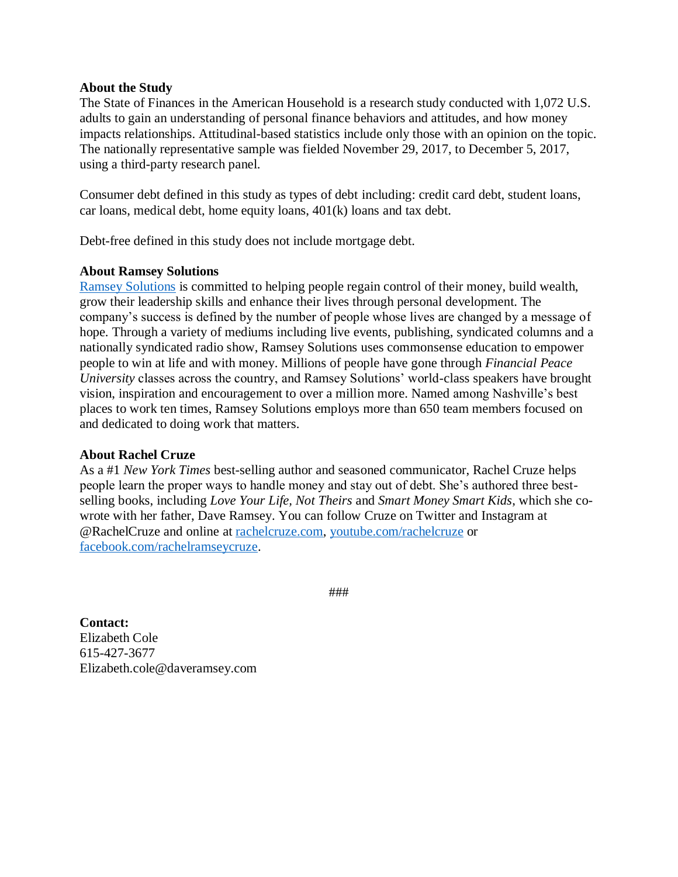**About the Study**

The State of Finances in the American Household is a research study conducted with 1,072 U.S. adults to gain an understanding of personal finance behaviors and attitudes, and how money impacts relationships. Attitudinal-based statistics include only those with an opinion on the topic. The nationally representative sample was fielded November 29, 2017, to December 5, 2017, using a third-party research panel.

Consumer debt defined in this study as types of debt including: credit card debt, student loans, car loans, medical debt, home equity loans, 401(k) loans and tax debt.

Debt-free defined in this study does not include mortgage debt.

**About Ramsey Solutions**

Ramsey Solutions is committed to helping people regain control of their money, build wealth, grow their leadership skills and enhance their lives through personal development. The company's success is defined by the number of people whose lives are changed by a message of hope. Through a variety of mediums including live events, publishing, syndicated columns and a nationally syndicated radio show, Ramsey Solutions uses commonsense education to empower people to win at life and with money. Millions of people have gone through *Financial Peace University* classes across the country, and Ramsey Solutions' world-class speakers have brought vision, inspiration and encouragement to over a million more. Named among Nashville's best places to work ten times, Ramsey Solutions employs more than 650 team members focused on and dedicated to doing work that matters.

**About Rachel Cruze**

As a #1 *New York Times* best-selling author and seasoned communicator, Rachel Cruze helps people learn the proper ways to handle money and stay out of debt. She's authored three best-selling books, including *Love Your Life, Not Theirs* and *Smart Money Smart Kids*, which she co-wrote with her father, Dave Ramsey. You can follow Cruze on Twitter and Instagram at @RachelCruze and online at rachelcruze.com, youtube.com/rachelcruze or facebook.com/rachelramseycruze.

###

**Contact:**
Elizabeth Cole
615-427-3677
Elizabeth.cole@daveramsey.com